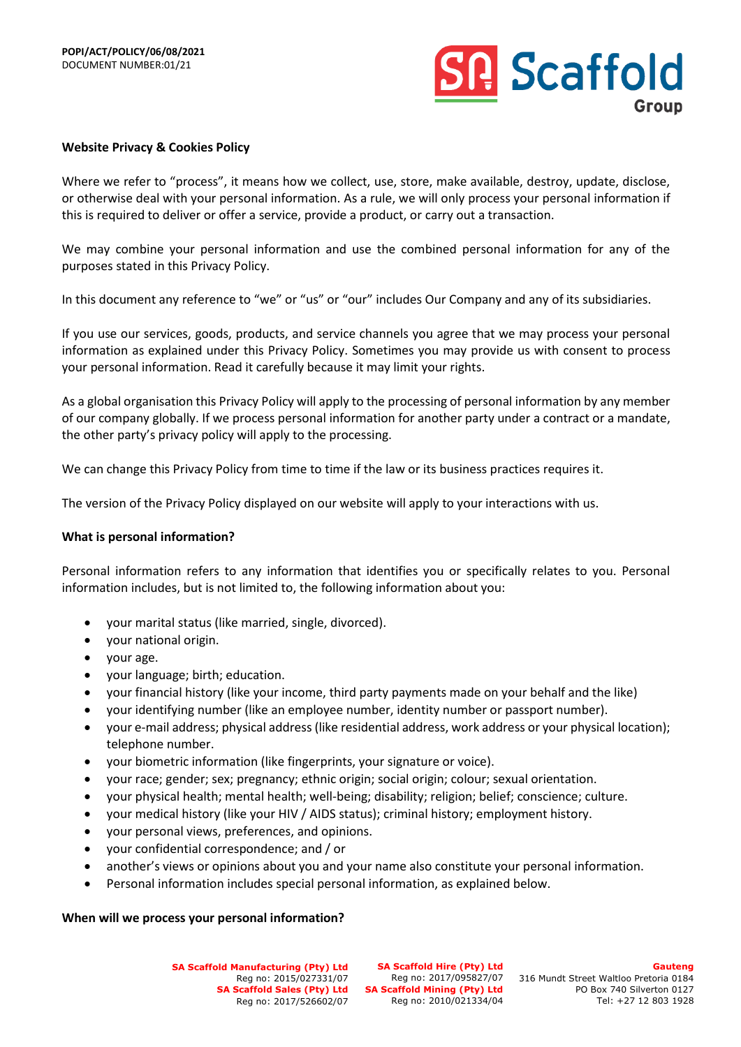POPI/ACT/POLICY/06/08/2021
DOCUMENT NUMBER:01/21

**Website Privacy & Cookies Policy**

Where we refer to "process", it means how we collect, use, store, make available, destroy, update, disclose, or otherwise deal with your personal information. As a rule, we will only process your personal information if this is required to deliver or offer a service, provide a product, or carry out a transaction.

We may combine your personal information and use the combined personal information for any of the purposes stated in this Privacy Policy.

In this document any reference to "we" or "us" or "our" includes Our Company and any of its subsidiaries.

If you use our services, goods, products, and service channels you agree that we may process your personal information as explained under this Privacy Policy. Sometimes you may provide us with consent to process your personal information. Read it carefully because it may limit your rights.

As a global organisation this Privacy Policy will apply to the processing of personal information by any member of our company globally. If we process personal information for another party under a contract or a mandate, the other party's privacy policy will apply to the processing.

We can change this Privacy Policy from time to time if the law or its business practices requires it.

The version of the Privacy Policy displayed on our website will apply to your interactions with us.

**What is personal information?**

Personal information refers to any information that identifies you or specifically relates to you. Personal information includes, but is not limited to, the following information about you:

- your marital status (like married, single, divorced).
- your national origin.
- your age.
- your language; birth; education.
- your financial history (like your income, third party payments made on your behalf and the like)
- your identifying number (like an employee number, identity number or passport number).
- your e-mail address; physical address (like residential address, work address or your physical location); telephone number.
- your biometric information (like fingerprints, your signature or voice).
- your race; gender; sex; pregnancy; ethnic origin; social origin; colour; sexual orientation.
- your physical health; mental health; well-being; disability; religion; belief; conscience; culture.
- your medical history (like your HIV / AIDS status); criminal history; employment history.
- your personal views, preferences, and opinions.
- your confidential correspondence; and / or
- another's views or opinions about you and your name also constitute your personal information.
- Personal information includes special personal information, as explained below.

**When will we process your personal information?**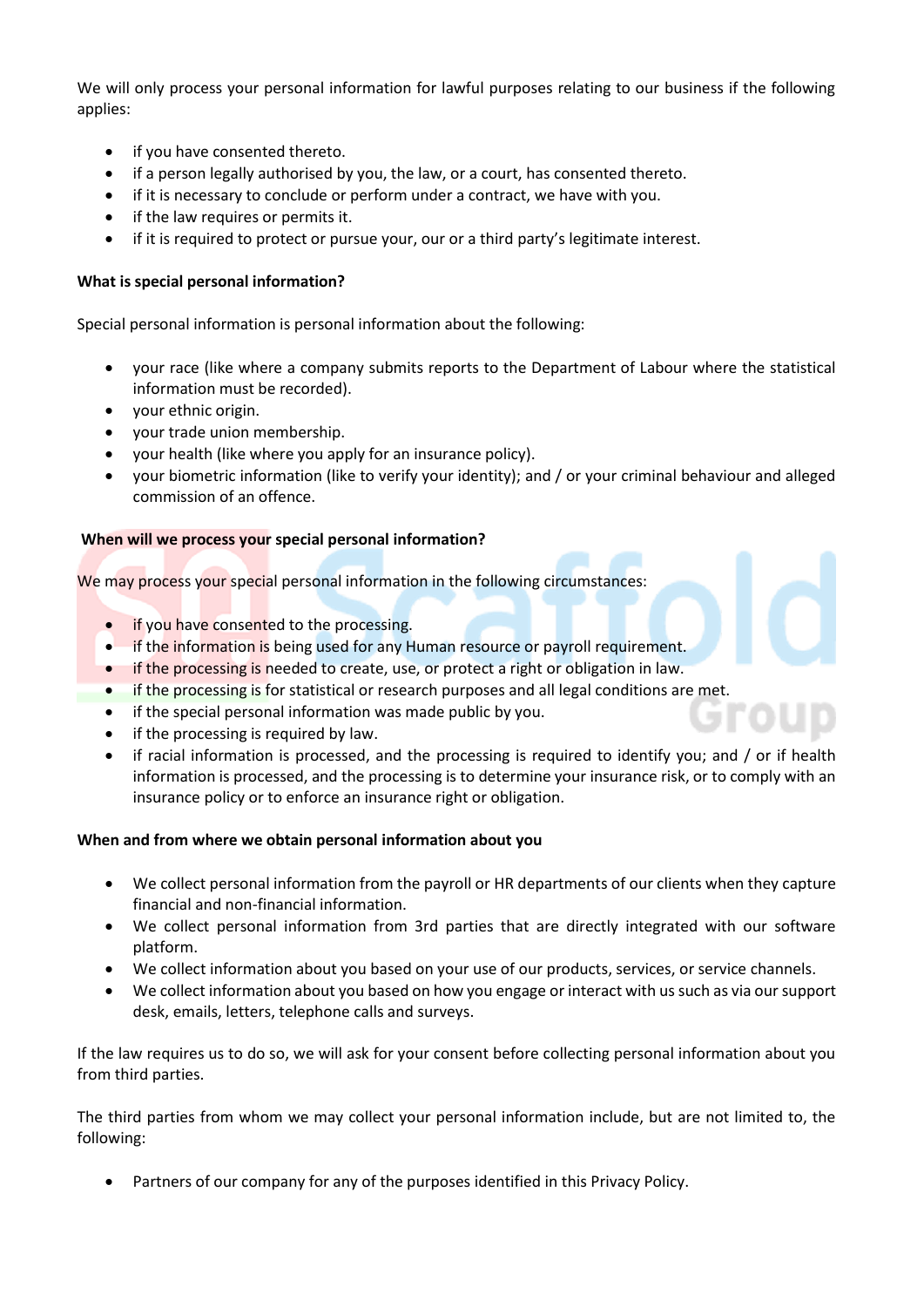We will only process your personal information for lawful purposes relating to our business if the following applies:

- if you have consented thereto.
- if a person legally authorised by you, the law, or a court, has consented thereto.
- if it is necessary to conclude or perform under a contract, we have with you.
- if the law requires or permits it.
- if it is required to protect or pursue your, our or a third party's legitimate interest.

**What is special personal information?**

Special personal information is personal information about the following:

- your race (like where a company submits reports to the Department of Labour where the statistical information must be recorded).
- your ethnic origin.
- your trade union membership.
- your health (like where you apply for an insurance policy).
- your biometric information (like to verify your identity); and / or your criminal behaviour and alleged commission of an offence.

**When will we process your special personal information?**

We may process your special personal information in the following circumstances:

- if you have consented to the processing.
- if the information is being used for any Human resource or payroll requirement.
- if the processing is needed to create, use, or protect a right or obligation in law.
- if the processing is for statistical or research purposes and all legal conditions are met.
- if the special personal information was made public by you.
- if the processing is required by law.
- if racial information is processed, and the processing is required to identify you; and / or if health information is processed, and the processing is to determine your insurance risk, or to comply with an insurance policy or to enforce an insurance right or obligation.

**When and from where we obtain personal information about you**

- We collect personal information from the payroll or HR departments of our clients when they capture financial and non-financial information.
- We collect personal information from 3rd parties that are directly integrated with our software platform.
- We collect information about you based on your use of our products, services, or service channels.
- We collect information about you based on how you engage or interact with us such as via our support desk, emails, letters, telephone calls and surveys.

If the law requires us to do so, we will ask for your consent before collecting personal information about you from third parties.

The third parties from whom we may collect your personal information include, but are not limited to, the following:

- Partners of our company for any of the purposes identified in this Privacy Policy.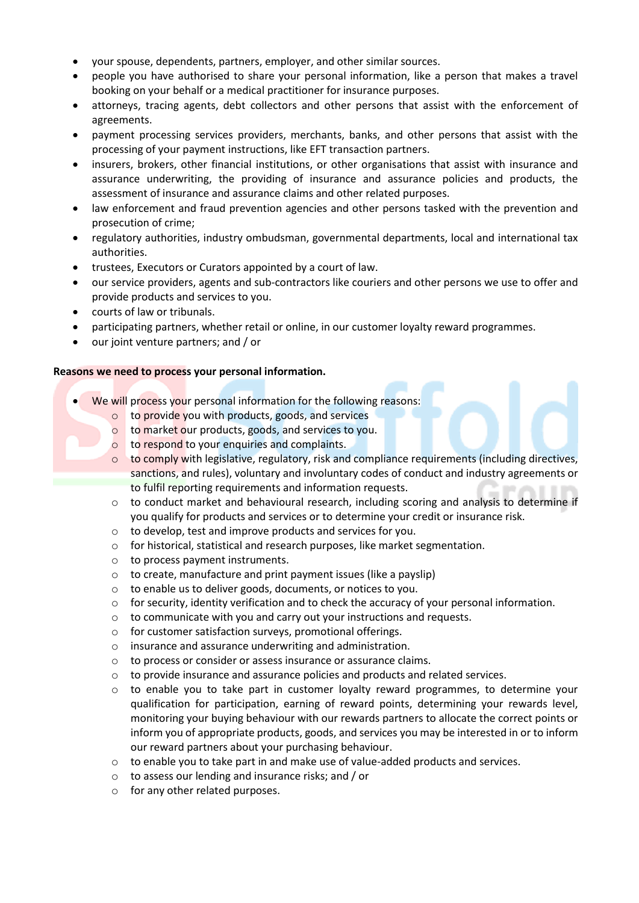- your spouse, dependents, partners, employer, and other similar sources.
- people you have authorised to share your personal information, like a person that makes a travel booking on your behalf or a medical practitioner for insurance purposes.
- attorneys, tracing agents, debt collectors and other persons that assist with the enforcement of agreements.
- payment processing services providers, merchants, banks, and other persons that assist with the processing of your payment instructions, like EFT transaction partners.
- insurers, brokers, other financial institutions, or other organisations that assist with insurance and assurance underwriting, the providing of insurance and assurance policies and products, the assessment of insurance and assurance claims and other related purposes.
- law enforcement and fraud prevention agencies and other persons tasked with the prevention and prosecution of crime;
- regulatory authorities, industry ombudsman, governmental departments, local and international tax authorities.
- trustees, Executors or Curators appointed by a court of law.
- our service providers, agents and sub-contractors like couriers and other persons we use to offer and provide products and services to you.
- courts of law or tribunals.
- participating partners, whether retail or online, in our customer loyalty reward programmes.
- our joint venture partners; and / or

**Reasons we need to process your personal information.**

- We will process your personal information for the following reasons:
  - to provide you with products, goods, and services
  - to market our products, goods, and services to you.
  - to respond to your enquiries and complaints.
  - to comply with legislative, regulatory, risk and compliance requirements (including directives, sanctions, and rules), voluntary and involuntary codes of conduct and industry agreements or to fulfil reporting requirements and information requests.
  - to conduct market and behavioural research, including scoring and analysis to determine if you qualify for products and services or to determine your credit or insurance risk.
  - to develop, test and improve products and services for you.
  - for historical, statistical and research purposes, like market segmentation.
  - to process payment instruments.
  - to create, manufacture and print payment issues (like a payslip)
  - to enable us to deliver goods, documents, or notices to you.
  - for security, identity verification and to check the accuracy of your personal information.
  - to communicate with you and carry out your instructions and requests.
  - for customer satisfaction surveys, promotional offerings.
  - insurance and assurance underwriting and administration.
  - to process or consider or assess insurance or assurance claims.
  - to provide insurance and assurance policies and products and related services.
  - to enable you to take part in customer loyalty reward programmes, to determine your qualification for participation, earning of reward points, determining your rewards level, monitoring your buying behaviour with our rewards partners to allocate the correct points or inform you of appropriate products, goods, and services you may be interested in or to inform our reward partners about your purchasing behaviour.
  - to enable you to take part in and make use of value-added products and services.
  - to assess our lending and insurance risks; and / or
  - for any other related purposes.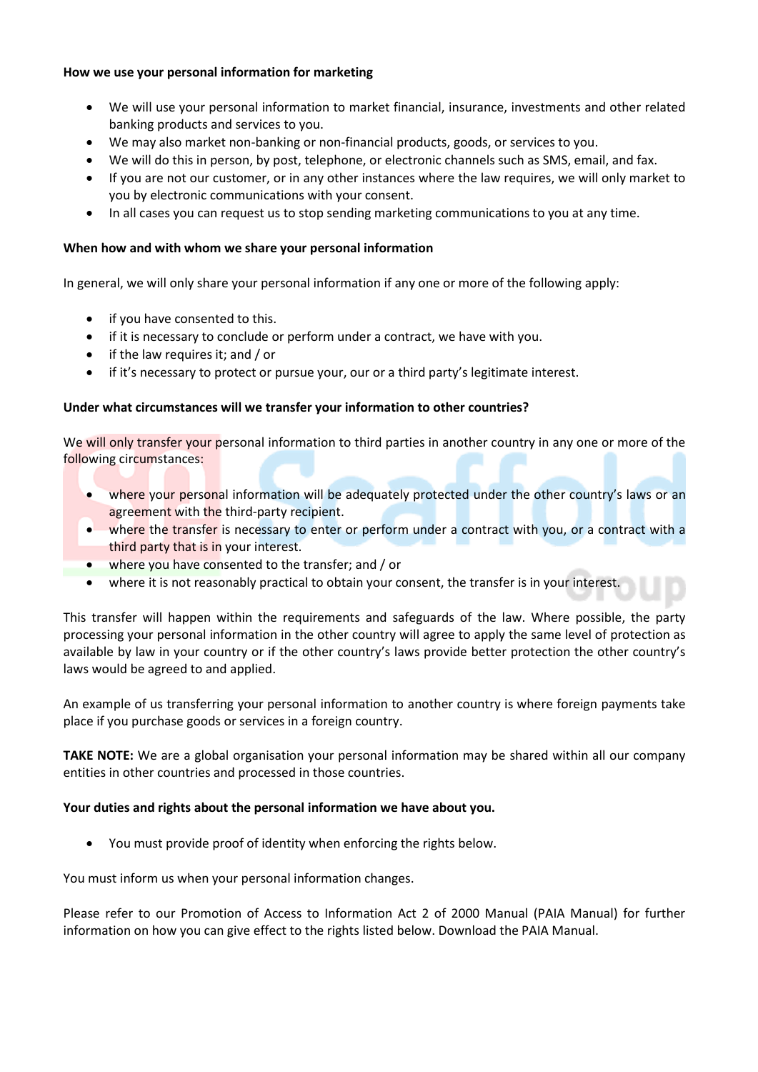**How we use your personal information for marketing**

- We will use your personal information to market financial, insurance, investments and other related banking products and services to you.
- We may also market non-banking or non-financial products, goods, or services to you.
- We will do this in person, by post, telephone, or electronic channels such as SMS, email, and fax.
- If you are not our customer, or in any other instances where the law requires, we will only market to you by electronic communications with your consent.
- In all cases you can request us to stop sending marketing communications to you at any time.

**When how and with whom we share your personal information**

In general, we will only share your personal information if any one or more of the following apply:

- if you have consented to this.
- if it is necessary to conclude or perform under a contract, we have with you.
- if the law requires it; and / or
- if it's necessary to protect or pursue your, our or a third party's legitimate interest.

**Under what circumstances will we transfer your information to other countries?**

We will only transfer your personal information to third parties in another country in any one or more of the following circumstances:

- where your personal information will be adequately protected under the other country's laws or an agreement with the third-party recipient.
- where the transfer is necessary to enter or perform under a contract with you, or a contract with a third party that is in your interest.
- where you have consented to the transfer; and / or
- where it is not reasonably practical to obtain your consent, the transfer is in your interest.

This transfer will happen within the requirements and safeguards of the law. Where possible, the party processing your personal information in the other country will agree to apply the same level of protection as available by law in your country or if the other country's laws provide better protection the other country's laws would be agreed to and applied.

An example of us transferring your personal information to another country is where foreign payments take place if you purchase goods or services in a foreign country.

**TAKE NOTE:** We are a global organisation your personal information may be shared within all our company entities in other countries and processed in those countries.

**Your duties and rights about the personal information we have about you.**

- You must provide proof of identity when enforcing the rights below.

You must inform us when your personal information changes.

Please refer to our Promotion of Access to Information Act 2 of 2000 Manual (PAIA Manual) for further information on how you can give effect to the rights listed below. Download the PAIA Manual.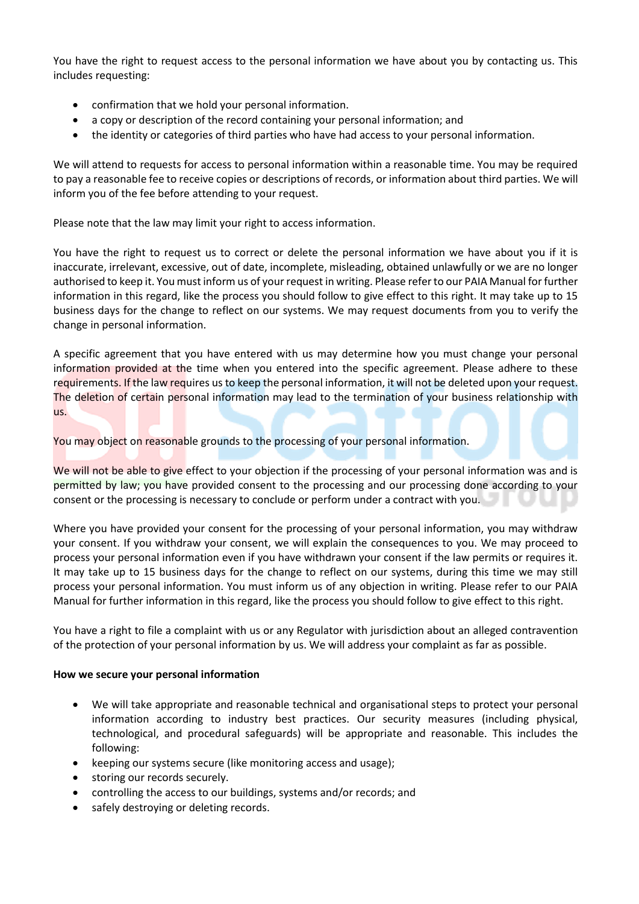You have the right to request access to the personal information we have about you by contacting us. This includes requesting:

- confirmation that we hold your personal information.
- a copy or description of the record containing your personal information; and
- the identity or categories of third parties who have had access to your personal information.

We will attend to requests for access to personal information within a reasonable time. You may be required to pay a reasonable fee to receive copies or descriptions of records, or information about third parties. We will inform you of the fee before attending to your request.

Please note that the law may limit your right to access information.

You have the right to request us to correct or delete the personal information we have about you if it is inaccurate, irrelevant, excessive, out of date, incomplete, misleading, obtained unlawfully or we are no longer authorised to keep it. You must inform us of your request in writing. Please refer to our PAIA Manual for further information in this regard, like the process you should follow to give effect to this right. It may take up to 15 business days for the change to reflect on our systems. We may request documents from you to verify the change in personal information.

A specific agreement that you have entered with us may determine how you must change your personal information provided at the time when you entered into the specific agreement. Please adhere to these requirements. If the law requires us to keep the personal information, it will not be deleted upon your request. The deletion of certain personal information may lead to the termination of your business relationship with us.

You may object on reasonable grounds to the processing of your personal information.

We will not be able to give effect to your objection if the processing of your personal information was and is permitted by law; you have provided consent to the processing and our processing done according to your consent or the processing is necessary to conclude or perform under a contract with you.

Where you have provided your consent for the processing of your personal information, you may withdraw your consent. If you withdraw your consent, we will explain the consequences to you. We may proceed to process your personal information even if you have withdrawn your consent if the law permits or requires it. It may take up to 15 business days for the change to reflect on our systems, during this time we may still process your personal information. You must inform us of any objection in writing. Please refer to our PAIA Manual for further information in this regard, like the process you should follow to give effect to this right.

You have a right to file a complaint with us or any Regulator with jurisdiction about an alleged contravention of the protection of your personal information by us. We will address your complaint as far as possible.

**How we secure your personal information**

- We will take appropriate and reasonable technical and organisational steps to protect your personal information according to industry best practices. Our security measures (including physical, technological, and procedural safeguards) will be appropriate and reasonable. This includes the following:
- keeping our systems secure (like monitoring access and usage);
- storing our records securely.
- controlling the access to our buildings, systems and/or records; and
- safely destroying or deleting records.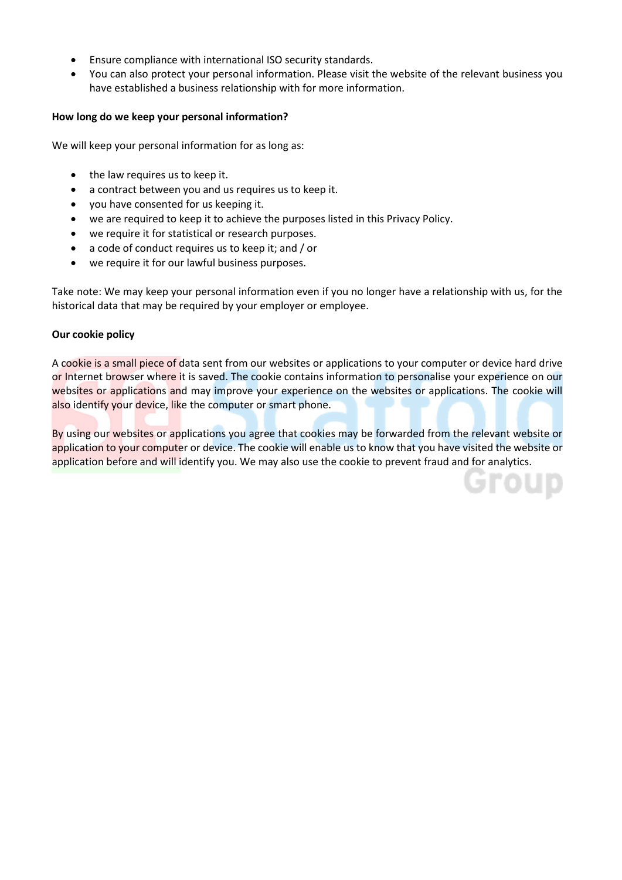- Ensure compliance with international ISO security standards.
- You can also protect your personal information. Please visit the website of the relevant business you have established a business relationship with for more information.

**How long do we keep your personal information?**

We will keep your personal information for as long as:

- the law requires us to keep it.
- a contract between you and us requires us to keep it.
- you have consented for us keeping it.
- we are required to keep it to achieve the purposes listed in this Privacy Policy.
- we require it for statistical or research purposes.
- a code of conduct requires us to keep it; and / or
- we require it for our lawful business purposes.

Take note: We may keep your personal information even if you no longer have a relationship with us, for the historical data that may be required by your employer or employee.

**Our cookie policy**

A cookie is a small piece of data sent from our websites or applications to your computer or device hard drive or Internet browser where it is saved. The cookie contains information to personalise your experience on our websites or applications and may improve your experience on the websites or applications. The cookie will also identify your device, like the computer or smart phone.

By using our websites or applications you agree that cookies may be forwarded from the relevant website or application to your computer or device. The cookie will enable us to know that you have visited the website or application before and will identify you. We may also use the cookie to prevent fraud and for analytics.